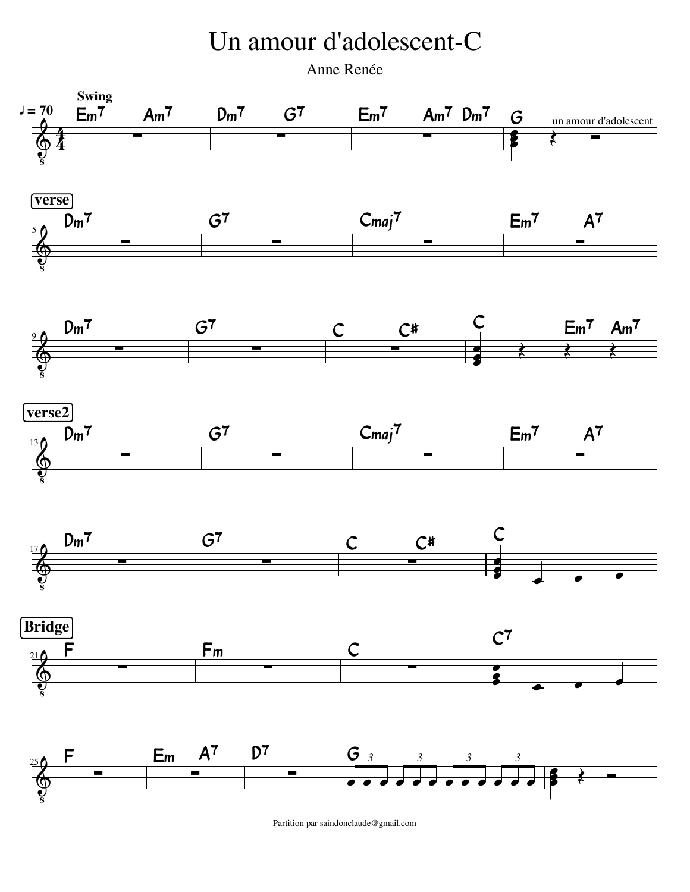# Un amour d'adolescent-C

Anne Renée

♩ = 70 **Swing**

| Em7 Am7 | Dm7 G7 | Em7 Am7 Dm7 | G (un amour d'adolescent) |

**verse**

| Dm7 | G7 | Cmaj7 | Em7 A7 |

| Dm7 | G7 | C C# | C Em7 Am7 |

**verse2**

| Dm7 | G7 | Cmaj7 | Em7 A7 |

| Dm7 | G7 | C C# | C |

**Bridge**

| F | Fm | C | C7 |

| F | Em A7 | D7 | G | |

Partition par saindonclaude@gmail.com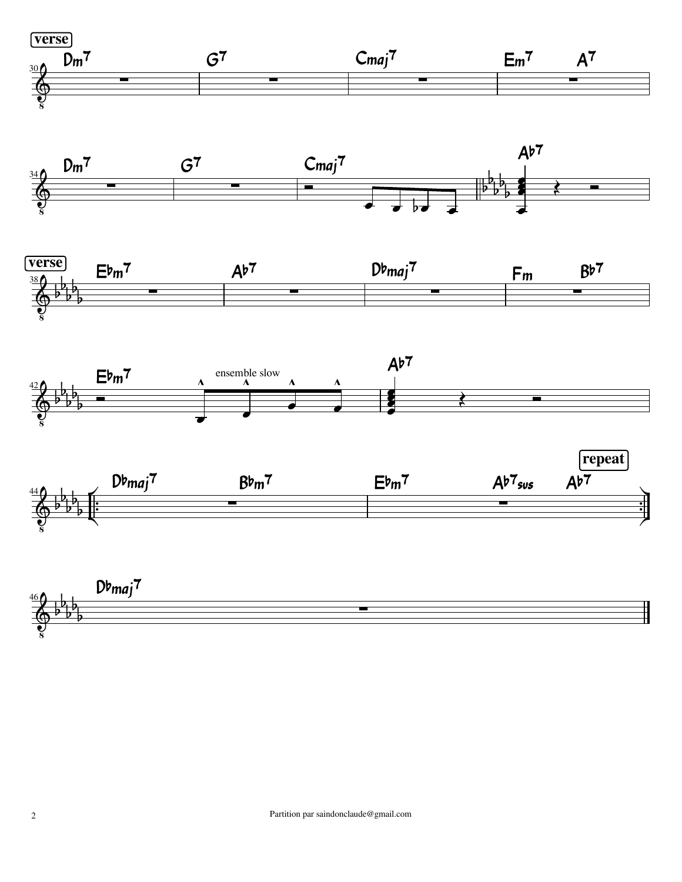verse

Dm7 G7 Cmaj7 Em7 A7

Dm7 G7 Cmaj7 Ab7

verse

Ebm7 Ab7 Dbmaj7 Fm Bb7

Ebm7 ensemble slow Ab7

Dbmaj7 Bbm7 Ebm7 Ab7sus Ab7

repeat

Dbmaj7

Partition par saindonclaude@gmail.com